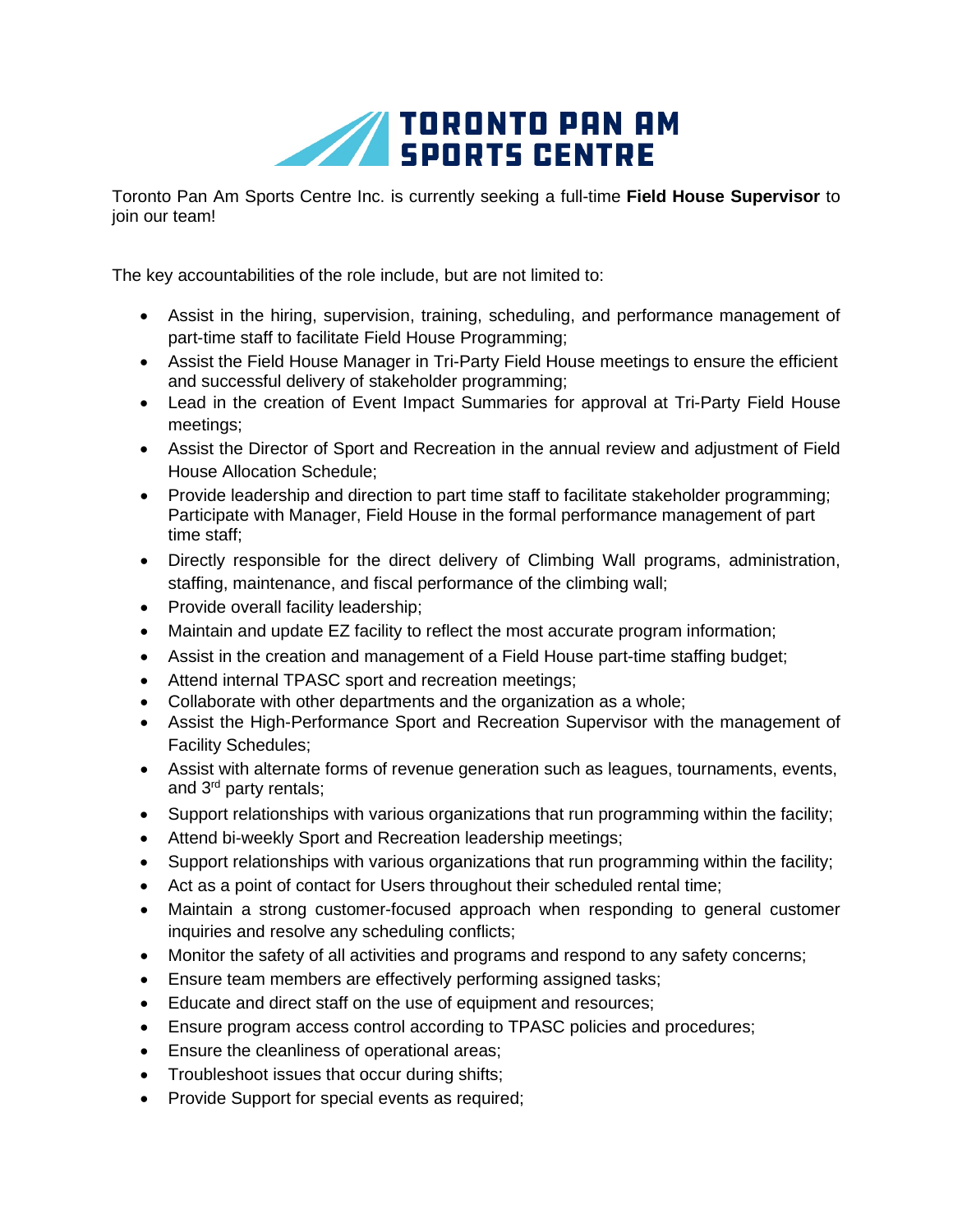# TORONTO PAN AM SPORTS CENTRE

Toronto Pan Am Sports Centre Inc. is currently seeking a full-time **Field House Supervisor** to join our team!

The key accountabilities of the role include, but are not limited to:

- Assist in the hiring, supervision, training, scheduling, and performance management of part-time staff to facilitate Field House Programming;
- Assist the Field House Manager in Tri-Party Field House meetings to ensure the efficient and successful delivery of stakeholder programming;
- Lead in the creation of Event Impact Summaries for approval at Tri-Party Field House meetings;
- Assist the Director of Sport and Recreation in the annual review and adjustment of Field House Allocation Schedule;
- Provide leadership and direction to part time staff to facilitate stakeholder programming; Participate with Manager, Field House in the formal performance management of part time staff;
- Directly responsible for the direct delivery of Climbing Wall programs, administration, staffing, maintenance, and fiscal performance of the climbing wall;
- Provide overall facility leadership;
- Maintain and update EZ facility to reflect the most accurate program information;
- Assist in the creation and management of a Field House part-time staffing budget;
- Attend internal TPASC sport and recreation meetings;
- Collaborate with other departments and the organization as a whole;
- Assist the High-Performance Sport and Recreation Supervisor with the management of Facility Schedules;
- Assist with alternate forms of revenue generation such as leagues, tournaments, events, and 3rd party rentals;
- Support relationships with various organizations that run programming within the facility;
- Attend bi-weekly Sport and Recreation leadership meetings;
- Support relationships with various organizations that run programming within the facility;
- Act as a point of contact for Users throughout their scheduled rental time;
- Maintain a strong customer-focused approach when responding to general customer inquiries and resolve any scheduling conflicts;
- Monitor the safety of all activities and programs and respond to any safety concerns;
- Ensure team members are effectively performing assigned tasks;
- Educate and direct staff on the use of equipment and resources;
- Ensure program access control according to TPASC policies and procedures;
- Ensure the cleanliness of operational areas;
- Troubleshoot issues that occur during shifts;
- Provide Support for special events as required;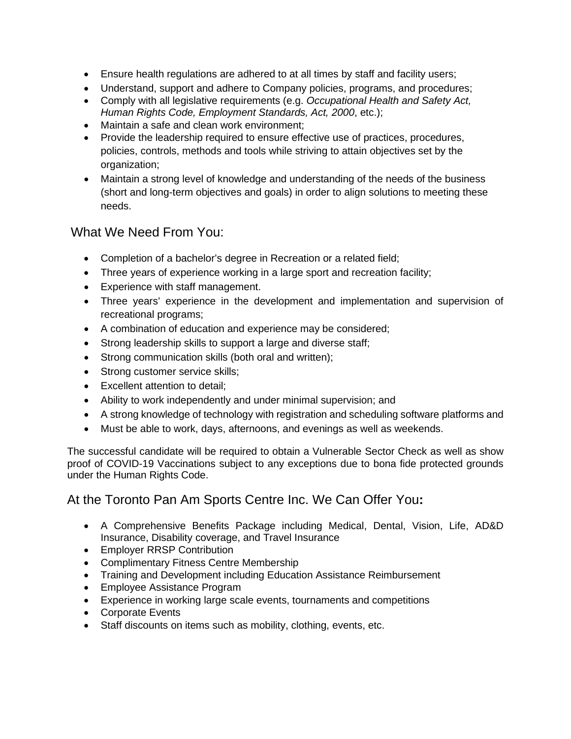- Ensure health regulations are adhered to at all times by staff and facility users;
- Understand, support and adhere to Company policies, programs, and procedures;
- Comply with all legislative requirements (e.g. *Occupational Health and Safety Act, Human Rights Code, Employment Standards, Act, 2000*, etc.);
- Maintain a safe and clean work environment;
- Provide the leadership required to ensure effective use of practices, procedures, policies, controls, methods and tools while striving to attain objectives set by the organization;
- Maintain a strong level of knowledge and understanding of the needs of the business (short and long-term objectives and goals) in order to align solutions to meeting these needs.

## What We Need From You:

- Completion of a bachelor's degree in Recreation or a related field;
- Three years of experience working in a large sport and recreation facility;
- Experience with staff management.
- Three years' experience in the development and implementation and supervision of recreational programs;
- A combination of education and experience may be considered;
- Strong leadership skills to support a large and diverse staff;
- Strong communication skills (both oral and written);
- Strong customer service skills;
- Excellent attention to detail;
- Ability to work independently and under minimal supervision; and
- A strong knowledge of technology with registration and scheduling software platforms and
- Must be able to work, days, afternoons, and evenings as well as weekends.

The successful candidate will be required to obtain a Vulnerable Sector Check as well as show proof of COVID-19 Vaccinations subject to any exceptions due to bona fide protected grounds under the Human Rights Code.

## At the Toronto Pan Am Sports Centre Inc. We Can Offer You**:**

- A Comprehensive Benefits Package including Medical, Dental, Vision, Life, AD&D Insurance, Disability coverage, and Travel Insurance
- Employer RRSP Contribution
- Complimentary Fitness Centre Membership
- Training and Development including Education Assistance Reimbursement
- Employee Assistance Program
- Experience in working large scale events, tournaments and competitions
- Corporate Events
- Staff discounts on items such as mobility, clothing, events, etc.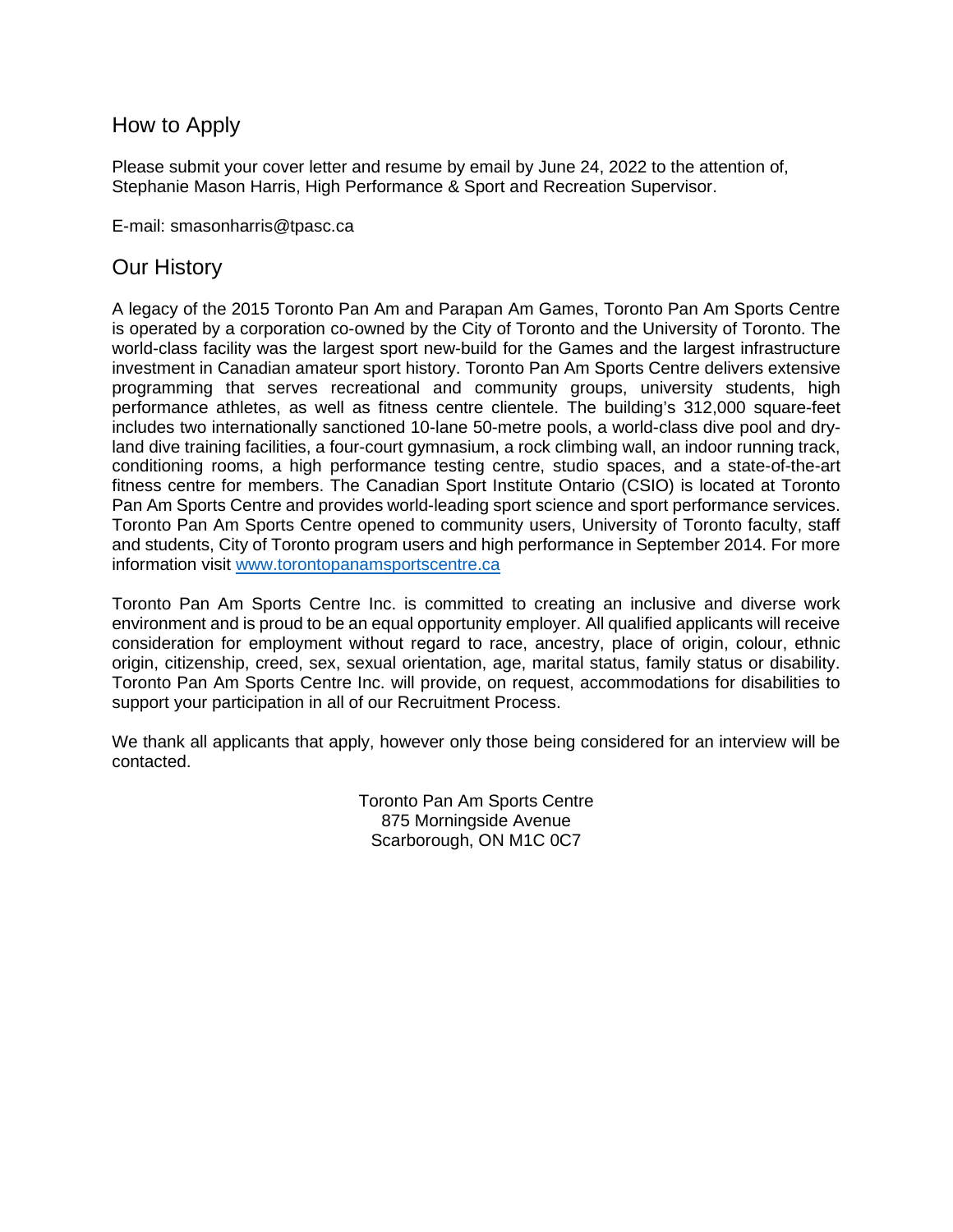## How to Apply

Please submit your cover letter and resume by email by June 24, 2022 to the attention of, Stephanie Mason Harris, High Performance & Sport and Recreation Supervisor.

E-mail: smasonharris@tpasc.ca

## Our History

A legacy of the 2015 Toronto Pan Am and Parapan Am Games, Toronto Pan Am Sports Centre is operated by a corporation co-owned by the City of Toronto and the University of Toronto. The world-class facility was the largest sport new-build for the Games and the largest infrastructure investment in Canadian amateur sport history. Toronto Pan Am Sports Centre delivers extensive programming that serves recreational and community groups, university students, high performance athletes, as well as fitness centre clientele. The building's 312,000 square-feet includes two internationally sanctioned 10-lane 50-metre pools, a world-class dive pool and dry-land dive training facilities, a four-court gymnasium, a rock climbing wall, an indoor running track, conditioning rooms, a high performance testing centre, studio spaces, and a state-of-the-art fitness centre for members. The Canadian Sport Institute Ontario (CSIO) is located at Toronto Pan Am Sports Centre and provides world-leading sport science and sport performance services. Toronto Pan Am Sports Centre opened to community users, University of Toronto faculty, staff and students, City of Toronto program users and high performance in September 2014. For more information visit [www.torontopanamsportscentre.ca](http://www.torontopanamsportscentre.ca)

Toronto Pan Am Sports Centre Inc. is committed to creating an inclusive and diverse work environment and is proud to be an equal opportunity employer. All qualified applicants will receive consideration for employment without regard to race, ancestry, place of origin, colour, ethnic origin, citizenship, creed, sex, sexual orientation, age, marital status, family status or disability. Toronto Pan Am Sports Centre Inc. will provide, on request, accommodations for disabilities to support your participation in all of our Recruitment Process.

We thank all applicants that apply, however only those being considered for an interview will be contacted.

Toronto Pan Am Sports Centre
875 Morningside Avenue
Scarborough, ON M1C 0C7